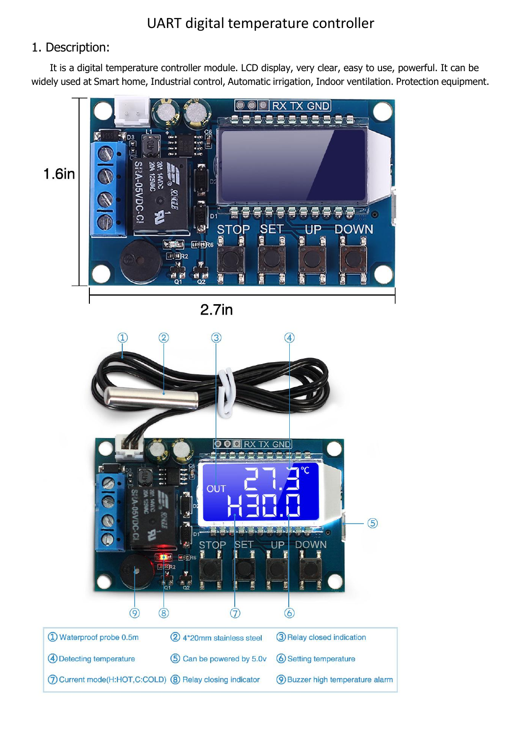# UART digital temperature controller

## 1. Description:

It is a digital temperature controller module. LCD display, very clear, easy to use, powerful. It can be widely used at Smart home, Industrial control, Automatic irrigation, Indoor ventilation. Protection equipment.

| | | |
|---|---|---|
| ① Waterproof probe 0.5m | ② 4*20mm stainless steel | ③ Relay closed indication |
| ④ Detecting temperature | ⑤ Can be powered by 5.0v | ⑥ Setting temperature |
| ⑦ Current mode(H:HOT,C:COLD) | ⑧ Relay closing indicator | ⑨ Buzzer high temperature alarm |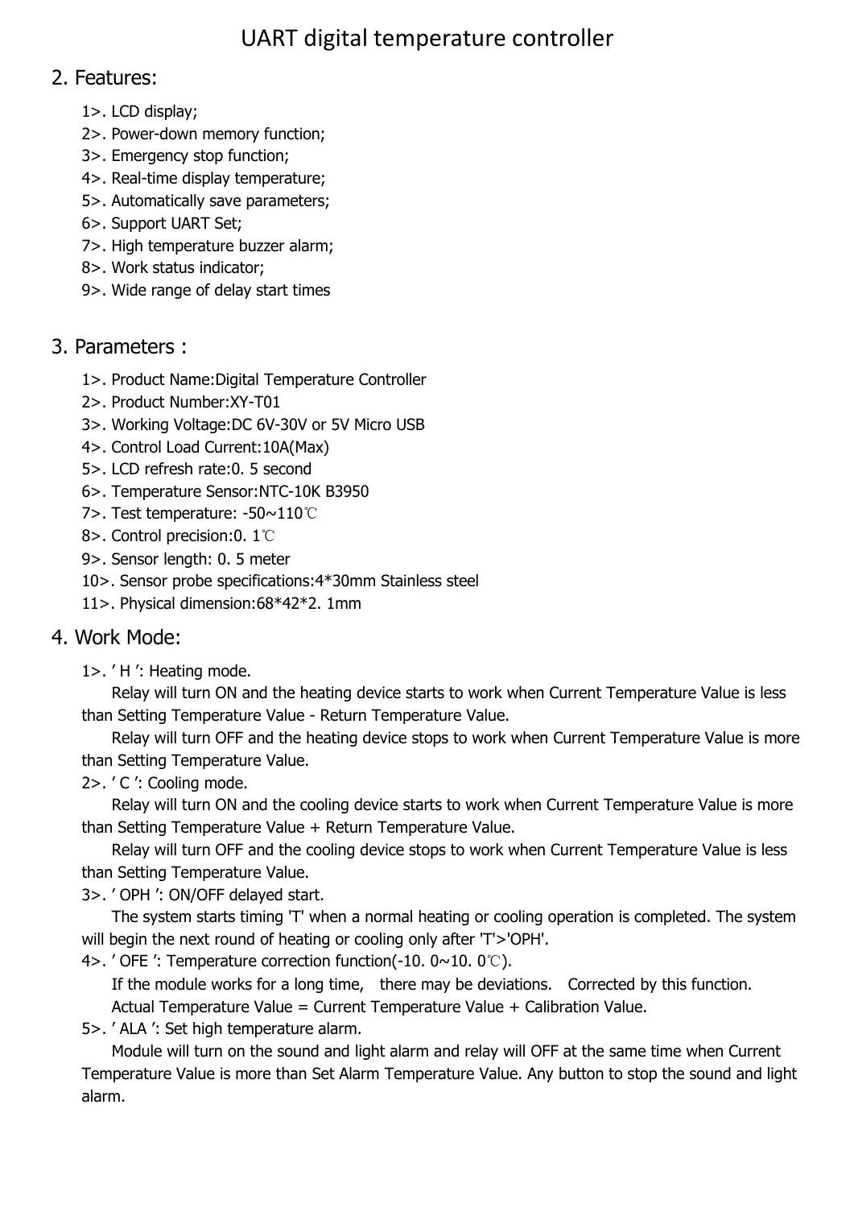# UART digital temperature controller

## 2. Features:

1>. LCD display;
2>. Power-down memory function;
3>. Emergency stop function;
4>. Real-time display temperature;
5>. Automatically save parameters;
6>. Support UART Set;
7>. High temperature buzzer alarm;
8>. Work status indicator;
9>. Wide range of delay start times

## 3. Parameters :

1>. Product Name:Digital Temperature Controller
2>. Product Number:XY-T01
3>. Working Voltage:DC 6V-30V or 5V Micro USB
4>. Control Load Current:10A(Max)
5>. LCD refresh rate:0. 5 second
6>. Temperature Sensor:NTC-10K B3950
7>. Test temperature: -50~110℃
8>. Control precision:0. 1℃
9>. Sensor length: 0. 5 meter
10>. Sensor probe specifications:4*30mm Stainless steel
11>. Physical dimension:68*42*2. 1mm

## 4. Work Mode:

1>. ' H ': Heating mode.

Relay will turn ON and the heating device starts to work when Current Temperature Value is less than Setting Temperature Value - Return Temperature Value.

Relay will turn OFF and the heating device stops to work when Current Temperature Value is more than Setting Temperature Value.

2>. ' C ': Cooling mode.

Relay will turn ON and the cooling device starts to work when Current Temperature Value is more than Setting Temperature Value + Return Temperature Value.

Relay will turn OFF and the cooling device stops to work when Current Temperature Value is less than Setting Temperature Value.

3>. ' OPH ': ON/OFF delayed start.

The system starts timing 'T' when a normal heating or cooling operation is completed. The system will begin the next round of heating or cooling only after 'T'>'OPH'.

4>. ' OFE ': Temperature correction function(-10. 0~10. 0℃).

If the module works for a long time, there may be deviations. Corrected by this function.

Actual Temperature Value = Current Temperature Value + Calibration Value.

5>. ' ALA ': Set high temperature alarm.

Module will turn on the sound and light alarm and relay will OFF at the same time when Current Temperature Value is more than Set Alarm Temperature Value. Any button to stop the sound and light alarm.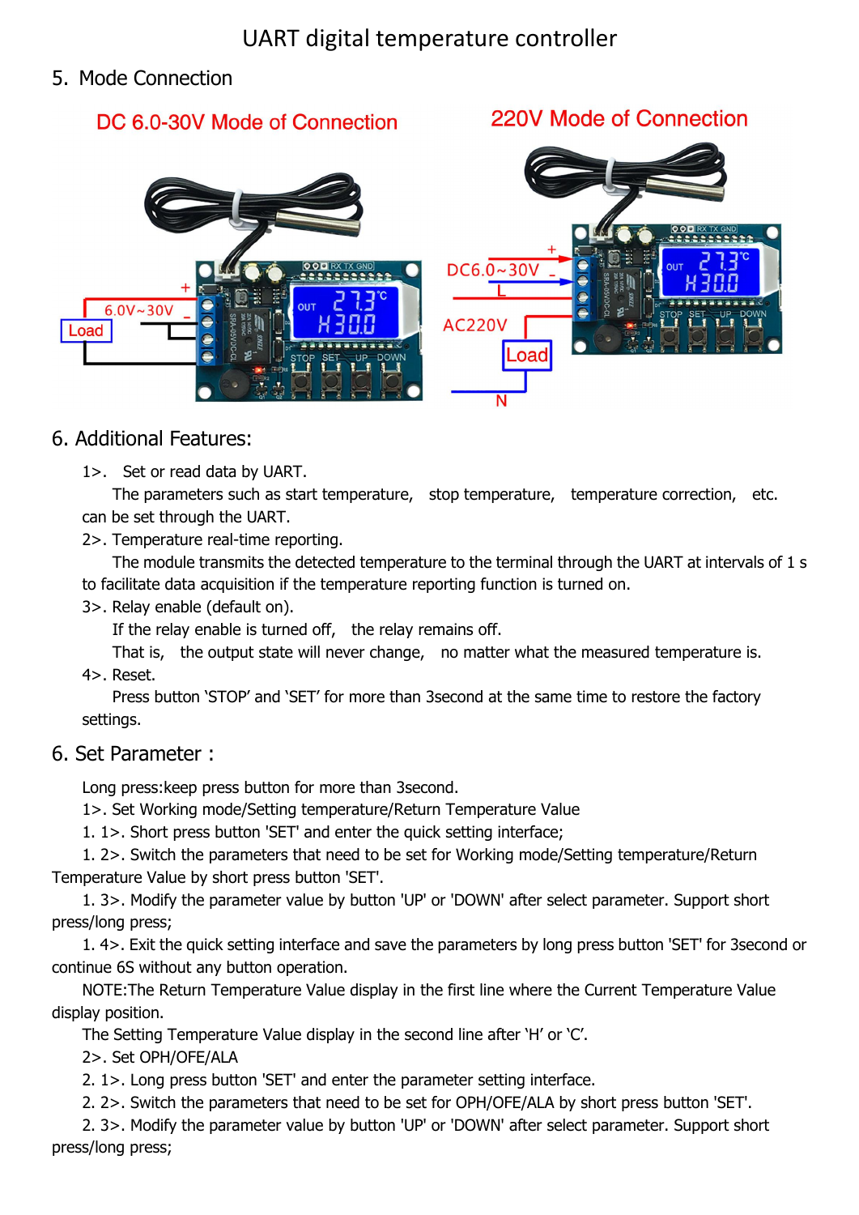UART digital temperature controller

## 5. Mode Connection

DC 6.0-30V Mode of Connection

220V Mode of Connection

## 6. Additional Features:

1>. Set or read data by UART.

The parameters such as start temperature, stop temperature, temperature correction, etc. can be set through the UART.

2>. Temperature real-time reporting.

The module transmits the detected temperature to the terminal through the UART at intervals of 1 s to facilitate data acquisition if the temperature reporting function is turned on.

3>. Relay enable (default on).

If the relay enable is turned off, the relay remains off.

That is, the output state will never change, no matter what the measured temperature is.

4>. Reset.

Press button 'STOP' and 'SET' for more than 3second at the same time to restore the factory settings.

## 6. Set Parameter :

Long press:keep press button for more than 3second.

1>. Set Working mode/Setting temperature/Return Temperature Value

1. 1>. Short press button 'SET' and enter the quick setting interface;

1. 2>. Switch the parameters that need to be set for Working mode/Setting temperature/Return Temperature Value by short press button 'SET'.

1. 3>. Modify the parameter value by button 'UP' or 'DOWN' after select parameter. Support short press/long press;

1. 4>. Exit the quick setting interface and save the parameters by long press button 'SET' for 3second or continue 6S without any button operation.

NOTE:The Return Temperature Value display in the first line where the Current Temperature Value display position.

The Setting Temperature Value display in the second line after 'H' or 'C'.

2>. Set OPH/OFE/ALA

2. 1>. Long press button 'SET' and enter the parameter setting interface.

2. 2>. Switch the parameters that need to be set for OPH/OFE/ALA by short press button 'SET'.

2. 3>. Modify the parameter value by button 'UP' or 'DOWN' after select parameter. Support short press/long press;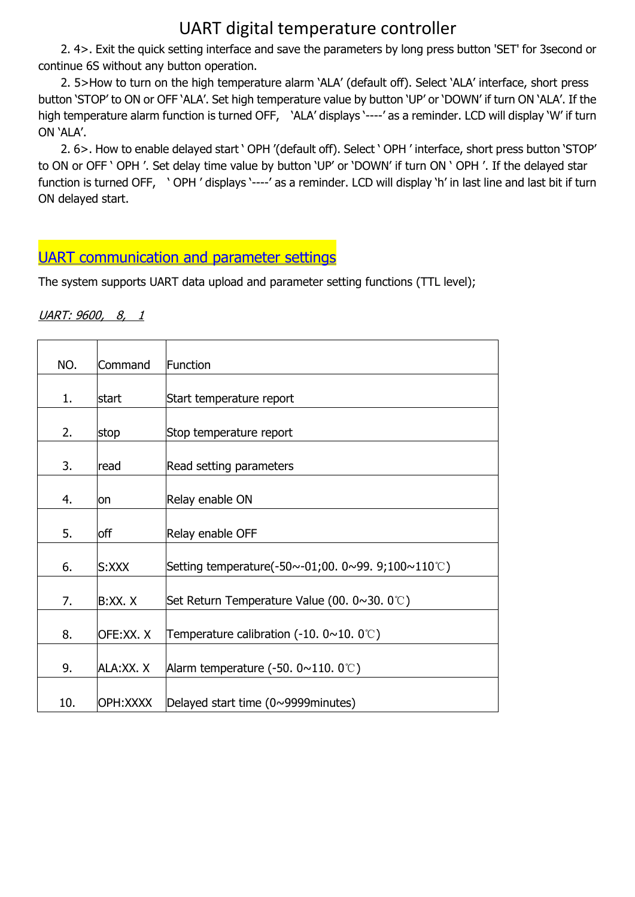# UART digital temperature controller

2. 4>. Exit the quick setting interface and save the parameters by long press button 'SET' for 3second or continue 6S without any button operation.

2. 5>How to turn on the high temperature alarm ‘ALA’ (default off). Select ‘ALA’ interface, short press button ‘STOP’ to ON or OFF ‘ALA’. Set high temperature value by button ‘UP’ or ‘DOWN’ if turn ON ‘ALA’. If the high temperature alarm function is turned OFF, ‘ALA’ displays ‘----’ as a reminder. LCD will display ‘W’ if turn ON ‘ALA’.

2. 6>. How to enable delayed start ‘ OPH ’(default off). Select ‘ OPH ’ interface, short press button ‘STOP’ to ON or OFF ‘ OPH ’. Set delay time value by button ‘UP’ or ‘DOWN’ if turn ON ‘ OPH ’. If the delayed star function is turned OFF, ‘ OPH ’ displays ‘----’ as a reminder. LCD will display ‘h’ in last line and last bit if turn ON delayed start.

## UART communication and parameter settings

The system supports UART data upload and parameter setting functions (TTL level);

*UART: 9600, 8, 1*

| NO. | Command | Function |
|---|---|---|
| 1. | start | Start temperature report |
| 2. | stop | Stop temperature report |
| 3. | read | Read setting parameters |
| 4. | on | Relay enable ON |
| 5. | off | Relay enable OFF |
| 6. | S:XXX | Setting temperature(-50~-01;00. 0~99. 9;100~110℃) |
| 7. | B:XX. X | Set Return Temperature Value (00. 0~30. 0℃) |
| 8. | OFE:XX. X | Temperature calibration (-10. 0~10. 0℃) |
| 9. | ALA:XX. X | Alarm temperature (-50. 0~110. 0℃) |
| 10. | OPH:XXXX | Delayed start time (0~9999minutes) |